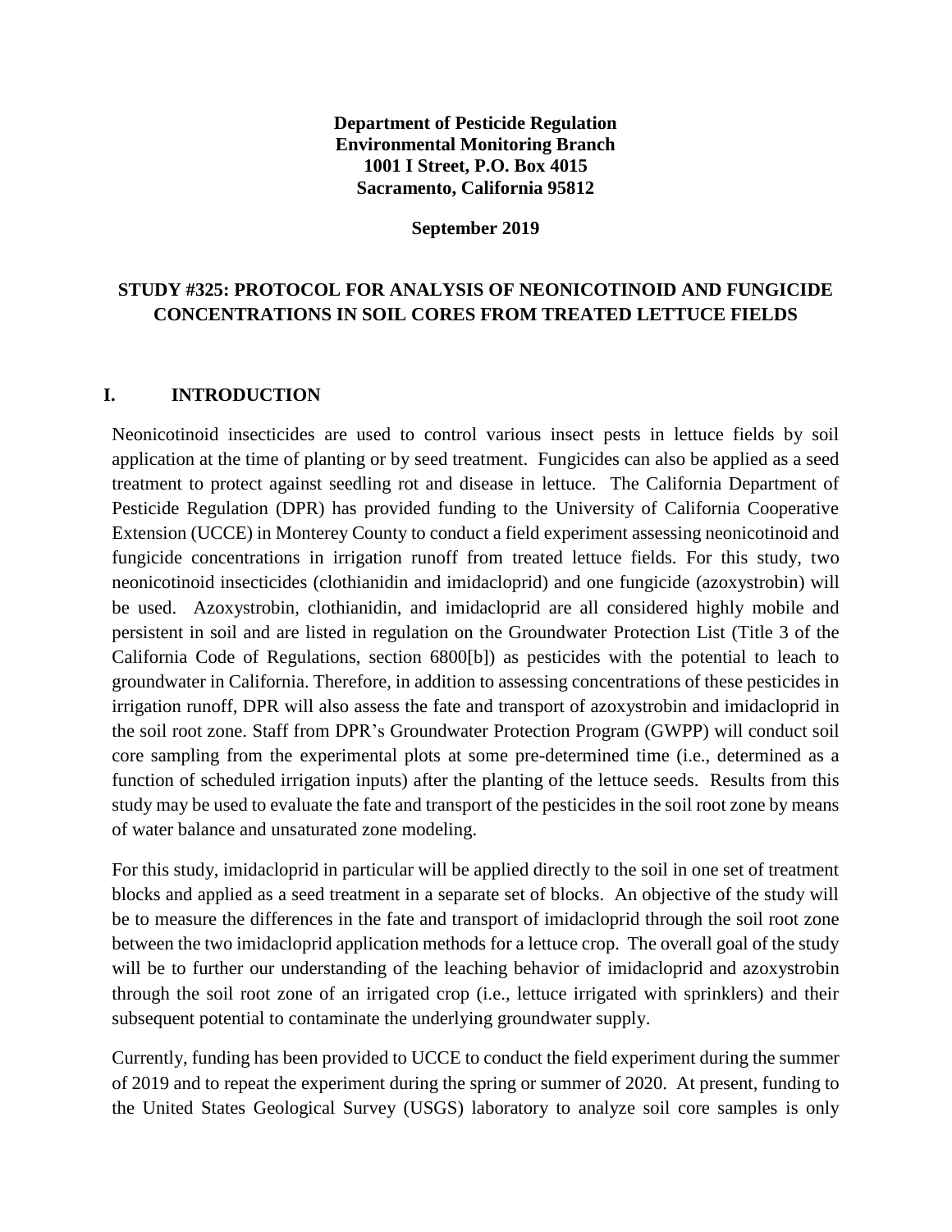**Department of Pesticide Regulation**
**Environmental Monitoring Branch**
**1001 I Street, P.O. Box 4015**
**Sacramento, California 95812**

**September 2019**

## STUDY #325: PROTOCOL FOR ANALYSIS OF NEONICOTINOID AND FUNGICIDE CONCENTRATIONS IN SOIL CORES FROM TREATED LETTUCE FIELDS

## I. INTRODUCTION

Neonicotinoid insecticides are used to control various insect pests in lettuce fields by soil application at the time of planting or by seed treatment. Fungicides can also be applied as a seed treatment to protect against seedling rot and disease in lettuce. The California Department of Pesticide Regulation (DPR) has provided funding to the University of California Cooperative Extension (UCCE) in Monterey County to conduct a field experiment assessing neonicotinoid and fungicide concentrations in irrigation runoff from treated lettuce fields. For this study, two neonicotinoid insecticides (clothianidin and imidacloprid) and one fungicide (azoxystrobin) will be used. Azoxystrobin, clothianidin, and imidacloprid are all considered highly mobile and persistent in soil and are listed in regulation on the Groundwater Protection List (Title 3 of the California Code of Regulations, section 6800[b]) as pesticides with the potential to leach to groundwater in California. Therefore, in addition to assessing concentrations of these pesticides in irrigation runoff, DPR will also assess the fate and transport of azoxystrobin and imidacloprid in the soil root zone. Staff from DPR's Groundwater Protection Program (GWPP) will conduct soil core sampling from the experimental plots at some pre-determined time (i.e., determined as a function of scheduled irrigation inputs) after the planting of the lettuce seeds. Results from this study may be used to evaluate the fate and transport of the pesticides in the soil root zone by means of water balance and unsaturated zone modeling.

For this study, imidacloprid in particular will be applied directly to the soil in one set of treatment blocks and applied as a seed treatment in a separate set of blocks. An objective of the study will be to measure the differences in the fate and transport of imidacloprid through the soil root zone between the two imidacloprid application methods for a lettuce crop. The overall goal of the study will be to further our understanding of the leaching behavior of imidacloprid and azoxystrobin through the soil root zone of an irrigated crop (i.e., lettuce irrigated with sprinklers) and their subsequent potential to contaminate the underlying groundwater supply.

Currently, funding has been provided to UCCE to conduct the field experiment during the summer of 2019 and to repeat the experiment during the spring or summer of 2020. At present, funding to the United States Geological Survey (USGS) laboratory to analyze soil core samples is only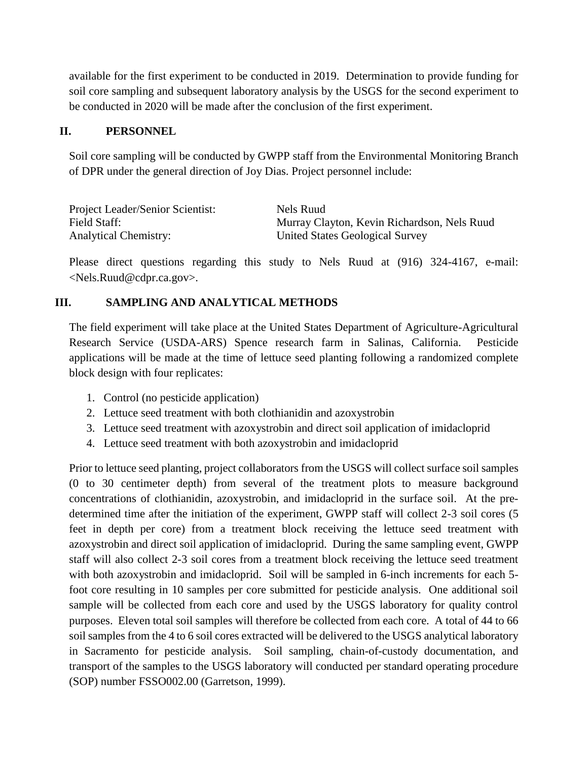available for the first experiment to be conducted in 2019. Determination to provide funding for soil core sampling and subsequent laboratory analysis by the USGS for the second experiment to be conducted in 2020 will be made after the conclusion of the first experiment.

## II. PERSONNEL

Soil core sampling will be conducted by GWPP staff from the Environmental Monitoring Branch of DPR under the general direction of Joy Dias. Project personnel include:

| | |
|---|---|
| Project Leader/Senior Scientist: | Nels Ruud |
| Field Staff: | Murray Clayton, Kevin Richardson, Nels Ruud |
| Analytical Chemistry: | United States Geological Survey |

Please direct questions regarding this study to Nels Ruud at (916) 324-4167, e-mail: <Nels.Ruud@cdpr.ca.gov>.

## III. SAMPLING AND ANALYTICAL METHODS

The field experiment will take place at the United States Department of Agriculture-Agricultural Research Service (USDA-ARS) Spence research farm in Salinas, California. Pesticide applications will be made at the time of lettuce seed planting following a randomized complete block design with four replicates:

1. Control (no pesticide application)
2. Lettuce seed treatment with both clothianidin and azoxystrobin
3. Lettuce seed treatment with azoxystrobin and direct soil application of imidacloprid
4. Lettuce seed treatment with both azoxystrobin and imidacloprid

Prior to lettuce seed planting, project collaborators from the USGS will collect surface soil samples (0 to 30 centimeter depth) from several of the treatment plots to measure background concentrations of clothianidin, azoxystrobin, and imidacloprid in the surface soil. At the pre-determined time after the initiation of the experiment, GWPP staff will collect 2-3 soil cores (5 feet in depth per core) from a treatment block receiving the lettuce seed treatment with azoxystrobin and direct soil application of imidacloprid. During the same sampling event, GWPP staff will also collect 2-3 soil cores from a treatment block receiving the lettuce seed treatment with both azoxystrobin and imidacloprid. Soil will be sampled in 6-inch increments for each 5-foot core resulting in 10 samples per core submitted for pesticide analysis. One additional soil sample will be collected from each core and used by the USGS laboratory for quality control purposes. Eleven total soil samples will therefore be collected from each core. A total of 44 to 66 soil samples from the 4 to 6 soil cores extracted will be delivered to the USGS analytical laboratory in Sacramento for pesticide analysis. Soil sampling, chain-of-custody documentation, and transport of the samples to the USGS laboratory will conducted per standard operating procedure (SOP) number FSSO002.00 (Garretson, 1999).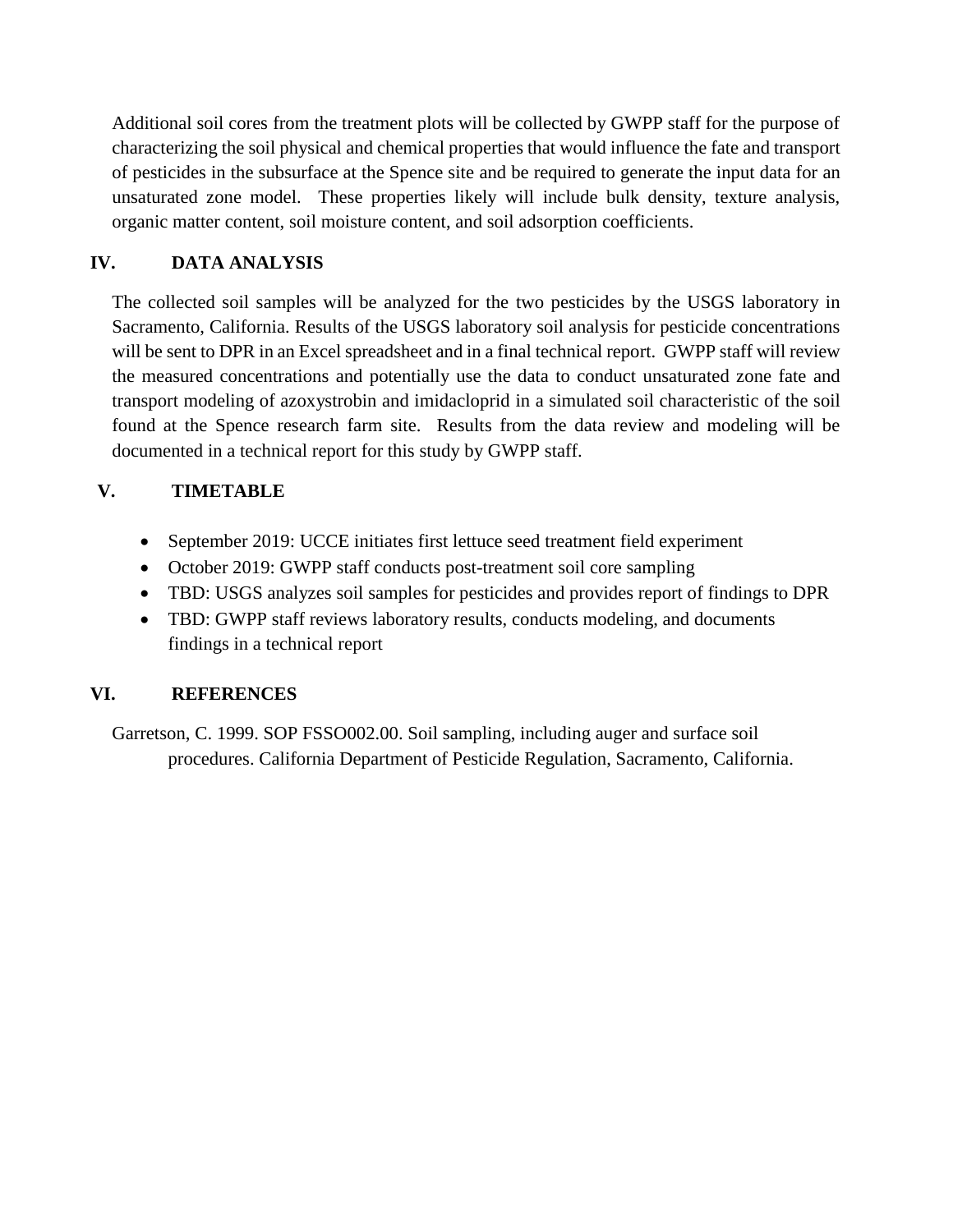Additional soil cores from the treatment plots will be collected by GWPP staff for the purpose of characterizing the soil physical and chemical properties that would influence the fate and transport of pesticides in the subsurface at the Spence site and be required to generate the input data for an unsaturated zone model. These properties likely will include bulk density, texture analysis, organic matter content, soil moisture content, and soil adsorption coefficients.

## IV. DATA ANALYSIS

The collected soil samples will be analyzed for the two pesticides by the USGS laboratory in Sacramento, California. Results of the USGS laboratory soil analysis for pesticide concentrations will be sent to DPR in an Excel spreadsheet and in a final technical report. GWPP staff will review the measured concentrations and potentially use the data to conduct unsaturated zone fate and transport modeling of azoxystrobin and imidacloprid in a simulated soil characteristic of the soil found at the Spence research farm site. Results from the data review and modeling will be documented in a technical report for this study by GWPP staff.

## V. TIMETABLE

- September 2019: UCCE initiates first lettuce seed treatment field experiment
- October 2019: GWPP staff conducts post-treatment soil core sampling
- TBD: USGS analyzes soil samples for pesticides and provides report of findings to DPR
- TBD: GWPP staff reviews laboratory results, conducts modeling, and documents findings in a technical report

## VI. REFERENCES

Garretson, C. 1999. SOP FSSO002.00. Soil sampling, including auger and surface soil procedures. California Department of Pesticide Regulation, Sacramento, California.